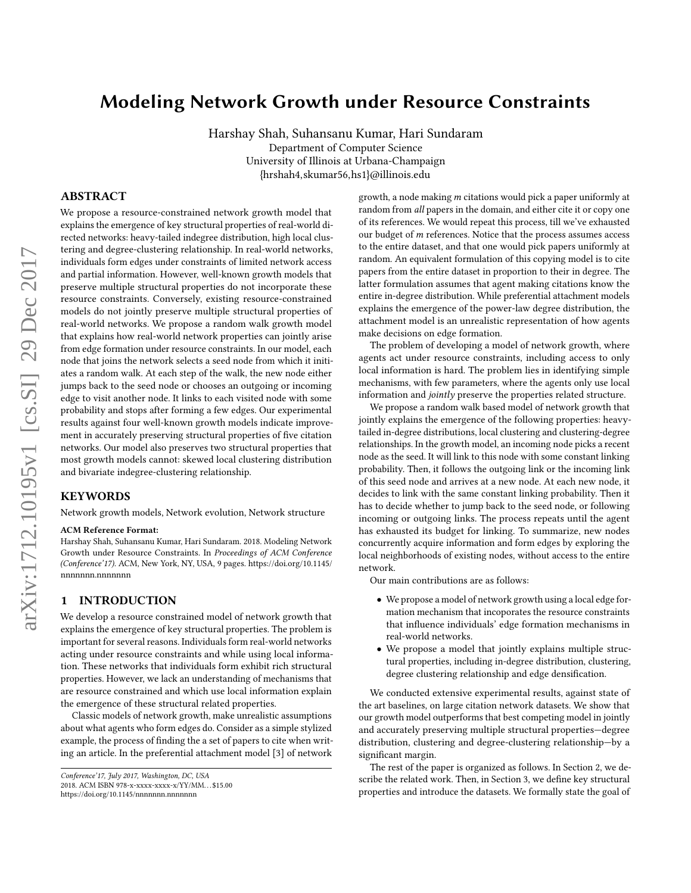# Modeling Network Growth under Resource Constraints

Harshay Shah, Suhansanu Kumar, Hari Sundaram
Department of Computer Science
University of Illinois at Urbana-Champaign
{hrshah4,skumar56,hs1}@illinois.edu

## ABSTRACT

We propose a resource-constrained network growth model that explains the emergence of key structural properties of real-world directed networks: heavy-tailed indegree distribution, high local clustering and degree-clustering relationship. In real-world networks, individuals form edges under constraints of limited network access and partial information. However, well-known growth models that preserve multiple structural properties do not incorporate these resource constraints. Conversely, existing resource-constrained models do not jointly preserve multiple structural properties of real-world networks. We propose a random walk growth model that explains how real-world network properties can jointly arise from edge formation under resource constraints. In our model, each node that joins the network selects a seed node from which it initiates a random walk. At each step of the walk, the new node either jumps back to the seed node or chooses an outgoing or incoming edge to visit another node. It links to each visited node with some probability and stops after forming a few edges. Our experimental results against four well-known growth models indicate improvement in accurately preserving structural properties of five citation networks. Our model also preserves two structural properties that most growth models cannot: skewed local clustering distribution and bivariate indegree-clustering relationship.

## KEYWORDS

Network growth models, Network evolution, Network structure

**ACM Reference Format:**
Harshay Shah, Suhansanu Kumar, Hari Sundaram. 2018. Modeling Network Growth under Resource Constraints. In *Proceedings of ACM Conference (Conference'17)*. ACM, New York, NY, USA, 9 pages. https://doi.org/10.1145/nnnnnnn.nnnnnnn

## 1 INTRODUCTION

We develop a resource constrained model of network growth that explains the emergence of key structural properties. The problem is important for several reasons. Individuals form real-world networks acting under resource constraints and while using local information. These networks that individuals form exhibit rich structural properties. However, we lack an understanding of mechanisms that are resource constrained and which use local information explain the emergence of these structural related properties.

Classic models of network growth, make unrealistic assumptions about what agents who form edges do. Consider as a simple stylized example, the process of finding the a set of papers to cite when writing an article. In the preferential attachment model [3] of network growth, a node making $m$ citations would pick a paper uniformly at random from *all* papers in the domain, and either cite it or copy one of its references. We would repeat this process, till we've exhausted our budget of $m$ references. Notice that the process assumes access to the entire dataset, and that one would pick papers uniformly at random. An equivalent formulation of this copying model is to cite papers from the entire dataset in proportion to their in degree. The latter formulation assumes that agent making citations know the entire in-degree distribution. While preferential attachment models explains the emergence of the power-law degree distribution, the attachment model is an unrealistic representation of how agents make decisions on edge formation.

The problem of developing a model of network growth, where agents act under resource constraints, including access to only local information is hard. The problem lies in identifying simple mechanisms, with few parameters, where the agents only use local information and *jointly* preserve the properties related structure.

We propose a random walk based model of network growth that jointly explains the emergence of the following properties: heavy-tailed in-degree distributions, local clustering and clustering-degree relationships. In the growth model, an incoming node picks a recent node as the seed. It will link to this node with some constant linking probability. Then, it follows the outgoing link or the incoming link of this seed node and arrives at a new node. At each new node, it decides to link with the same constant linking probability. Then it has to decide whether to jump back to the seed node, or following incoming or outgoing links. The process repeats until the agent has exhausted its budget for linking. To summarize, new nodes concurrently acquire information and form edges by exploring the local neighborhoods of existing nodes, without access to the entire network.

Our main contributions are as follows:

- We propose a model of network growth using a local edge formation mechanism that incoporates the resource constraints that influence individuals' edge formation mechanisms in real-world networks.
- We propose a model that jointly explains multiple structural properties, including in-degree distribution, clustering, degree clustering relationship and edge densification.

We conducted extensive experimental results, against state of the art baselines, on large citation network datasets. We show that our growth model outperforms that best competing model in jointly and accurately preserving multiple structural properties—degree distribution, clustering and degree-clustering relationship—by a significant margin.

The rest of the paper is organized as follows. In Section 2, we describe the related work. Then, in Section 3, we define key structural properties and introduce the datasets. We formally state the goal of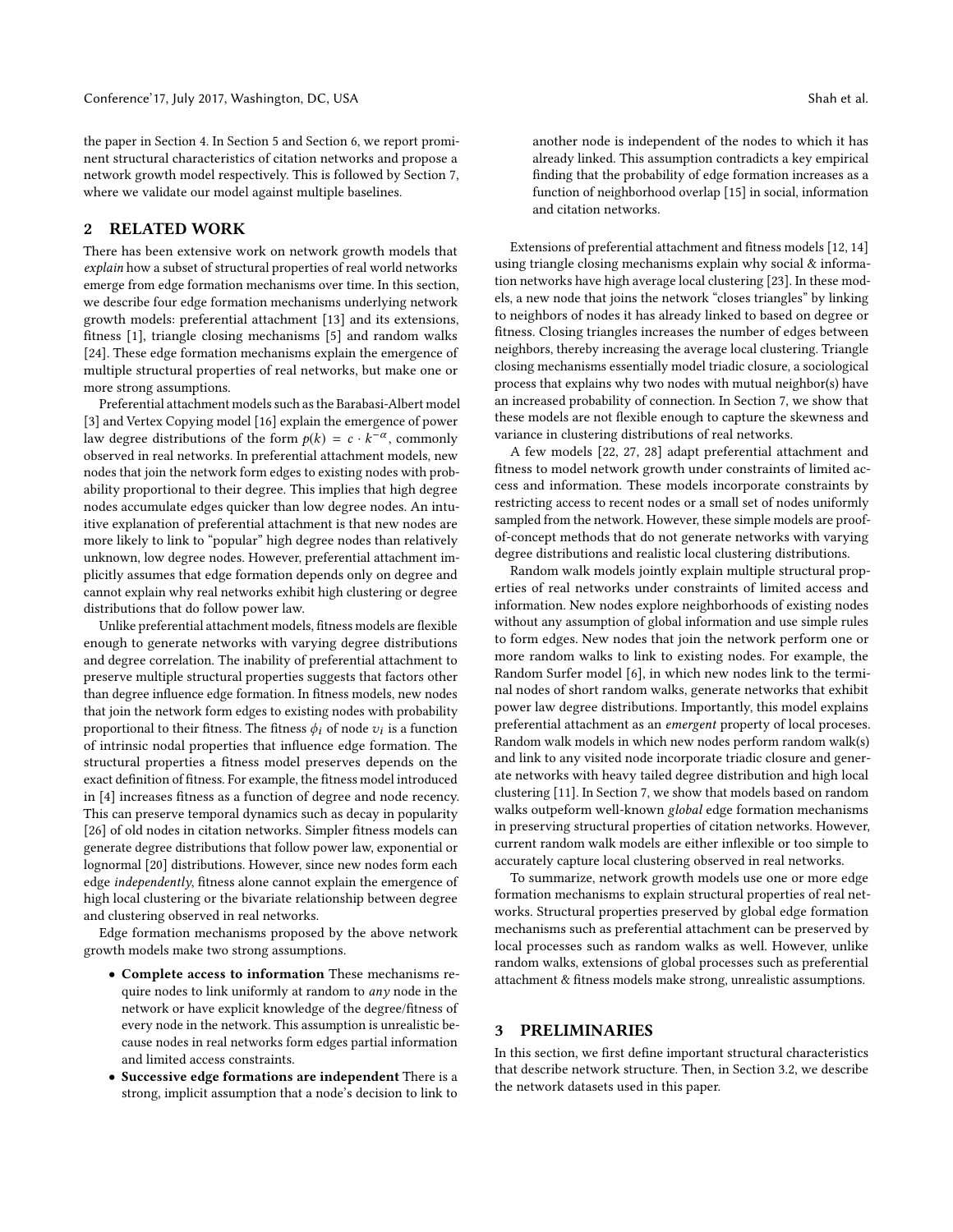the paper in Section 4. In Section 5 and Section 6, we report prominent structural characteristics of citation networks and propose a network growth model respectively. This is followed by Section 7, where we validate our model against multiple baselines.

## 2 RELATED WORK

There has been extensive work on network growth models that *explain* how a subset of structural properties of real world networks emerge from edge formation mechanisms over time. In this section, we describe four edge formation mechanisms underlying network growth models: preferential attachment [13] and its extensions, fitness [1], triangle closing mechanisms [5] and random walks [24]. These edge formation mechanisms explain the emergence of multiple structural properties of real networks, but make one or more strong assumptions.

Preferential attachment models such as the Barabasi-Albert model [3] and Vertex Copying model [16] explain the emergence of power law degree distributions of the form $p(k) = c \cdot k^{-\alpha}$, commonly observed in real networks. In preferential attachment models, new nodes that join the network form edges to existing nodes with probability proportional to their degree. This implies that high degree nodes accumulate edges quicker than low degree nodes. An intuitive explanation of preferential attachment is that new nodes are more likely to link to "popular" high degree nodes than relatively unknown, low degree nodes. However, preferential attachment implicitly assumes that edge formation depends only on degree and cannot explain why real networks exhibit high clustering or degree distributions that do follow power law.

Unlike preferential attachment models, fitness models are flexible enough to generate networks with varying degree distributions and degree correlation. The inability of preferential attachment to preserve multiple structural properties suggests that factors other than degree influence edge formation. In fitness models, new nodes that join the network form edges to existing nodes with probability proportional to their fitness. The fitness $\phi_i$ of node $v_i$ is a function of intrinsic nodal properties that influence edge formation. The structural properties a fitness model preserves depends on the exact definition of fitness. For example, the fitness model introduced in [4] increases fitness as a function of degree and node recency. This can preserve temporal dynamics such as decay in popularity [26] of old nodes in citation networks. Simpler fitness models can generate degree distributions that follow power law, exponential or lognormal [20] distributions. However, since new nodes form each edge *independently*, fitness alone cannot explain the emergence of high local clustering or the bivariate relationship between degree and clustering observed in real networks.

Edge formation mechanisms proposed by the above network growth models make two strong assumptions.

- **Complete access to information** These mechanisms require nodes to link uniformly at random to *any* node in the network or have explicit knowledge of the degree/fitness of every node in the network. This assumption is unrealistic because nodes in real networks form edges partial information and limited access constraints.
- **Successive edge formations are independent** There is a strong, implicit assumption that a node's decision to link to another node is independent of the nodes to which it has already linked. This assumption contradicts a key empirical finding that the probability of edge formation increases as a function of neighborhood overlap [15] in social, information and citation networks.

Extensions of preferential attachment and fitness models [12, 14] using triangle closing mechanisms explain why social & information networks have high average local clustering [23]. In these models, a new node that joins the network "closes triangles" by linking to neighbors of nodes it has already linked to based on degree or fitness. Closing triangles increases the number of edges between neighbors, thereby increasing the average local clustering. Triangle closing mechanisms essentially model triadic closure, a sociological process that explains why two nodes with mutual neighbor(s) have an increased probability of connection. In Section 7, we show that these models are not flexible enough to capture the skewness and variance in clustering distributions of real networks.

A few models [22, 27, 28] adapt preferential attachment and fitness to model network growth under constraints of limited access and information. These models incorporate constraints by restricting access to recent nodes or a small set of nodes uniformly sampled from the network. However, these simple models are proof-of-concept methods that do not generate networks with varying degree distributions and realistic local clustering distributions.

Random walk models jointly explain multiple structural properties of real networks under constraints of limited access and information. New nodes explore neighborhoods of existing nodes without any assumption of global information and use simple rules to form edges. New nodes that join the network perform one or more random walks to link to existing nodes. For example, the Random Surfer model [6], in which new nodes link to the terminal nodes of short random walks, generate networks that exhibit power law degree distributions. Importantly, this model explains preferential attachment as an *emergent* property of local proceses. Random walk models in which new nodes perform random walk(s) and link to any visited node incorporate triadic closure and generate networks with heavy tailed degree distribution and high local clustering [11]. In Section 7, we show that models based on random walks outpeform well-known *global* edge formation mechanisms in preserving structural properties of citation networks. However, current random walk models are either inflexible or too simple to accurately capture local clustering observed in real networks.

To summarize, network growth models use one or more edge formation mechanisms to explain structural properties of real networks. Structural properties preserved by global edge formation mechanisms such as preferential attachment can be preserved by local processes such as random walks as well. However, unlike random walks, extensions of global processes such as preferential attachment & fitness models make strong, unrealistic assumptions.

## 3 PRELIMINARIES

In this section, we first define important structural characteristics that describe network structure. Then, in Section 3.2, we describe the network datasets used in this paper.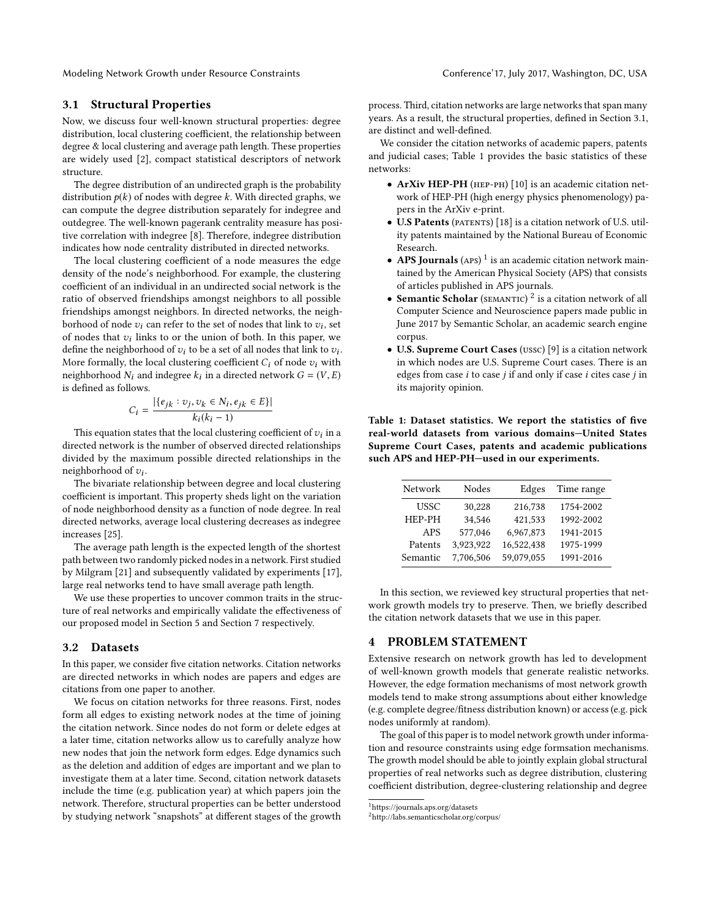### 3.1 Structural Properties

Now, we discuss four well-known structural properties: degree distribution, local clustering coefficient, the relationship between degree & local clustering and average path length. These properties are widely used [2], compact statistical descriptors of network structure.

The degree distribution of an undirected graph is the probability distribution $p(k)$ of nodes with degree $k$. With directed graphs, we can compute the degree distribution separately for indegree and outdegree. The well-known pagerank centrality measure has positive correlation with indegree [8]. Therefore, indegree distribution indicates how node centrality distributed in directed networks.

The local clustering coefficient of a node measures the edge density of the node's neighborhood. For example, the clustering coefficient of an individual in an undirected social network is the ratio of observed friendships amongst neighbors to all possible friendships amongst neighbors. In directed networks, the neighborhood of node $v_i$ can refer to the set of nodes that link to $v_i$, set of nodes that $v_i$ links to or the union of both. In this paper, we define the neighborhood of $v_i$ to be a set of all nodes that link to $v_i$. More formally, the local clustering coefficient $C_i$ of node $v_i$ with neighborhood $N_i$ and indegree $k_i$ in a directed network $G = (V, E)$ is defined as follows.

$$C_i = \frac{|\{e_{jk} : v_j, v_k \in N_i, e_{jk} \in E\}|}{k_i(k_i - 1)}$$

This equation states that the local clustering coefficient of $v_i$ in a directed network is the number of observed directed relationships divided by the maximum possible directed relationships in the neighborhood of $v_i$.

The bivariate relationship between degree and local clustering coefficient is important. This property sheds light on the variation of node neighborhood density as a function of node degree. In real directed networks, average local clustering decreases as indegree increases [25].

The average path length is the expected length of the shortest path between two randomly picked nodes in a network. First studied by Milgram [21] and subsequently validated by experiments [17], large real networks tend to have small average path length.

We use these properties to uncover common traits in the structure of real networks and empirically validate the effectiveness of our proposed model in Section 5 and Section 7 respectively.

### 3.2 Datasets

In this paper, we consider five citation networks. Citation networks are directed networks in which nodes are papers and edges are citations from one paper to another.

We focus on citation networks for three reasons. First, nodes form all edges to existing network nodes at the time of joining the citation network. Since nodes do not form or delete edges at a later time, citation networks allow us to carefully analyze how new nodes that join the network form edges. Edge dynamics such as the deletion and addition of edges are important and we plan to investigate them at a later time. Second, citation network datasets include the time (e.g. publication year) at which papers join the network. Therefore, structural properties can be better understood by studying network "snapshots" at different stages of the growth process. Third, citation networks are large networks that span many years. As a result, the structural properties, defined in Section 3.1, are distinct and well-defined.

We consider the citation networks of academic papers, patents and judicial cases; Table 1 provides the basic statistics of these networks:

- **ArXiv HEP-PH** (HEP-PH) [10] is an academic citation network of HEP-PH (high energy physics phenomenology) papers in the ArXiv e-print.
- **U.S Patents** (PATENTS) [18] is a citation network of U.S. utility patents maintained by the National Bureau of Economic Research.
- **APS Journals** (APS) [1] is an academic citation network maintained by the American Physical Society (APS) that consists of articles published in APS journals.
- **Semantic Scholar** (SEMANTIC) [2] is a citation network of all Computer Science and Neuroscience papers made public in June 2017 by Semantic Scholar, an academic search engine corpus.
- **U.S. Supreme Court Cases** (USSC) [9] is a citation network in which nodes are U.S. Supreme Court cases. There is an edges from case $i$ to case $j$ if and only if case $i$ cites case $j$ in its majority opinion.

**Table 1: Dataset statistics. We report the statistics of five real-world datasets from various domains—United States Supreme Court Cases, patents and academic publications such APS and HEP-PH—used in our experiments.**

| Network | Nodes | Edges | Time range |
|---|---|---|---|
| USSC | 30,228 | 216,738 | 1754-2002 |
| HEP-PH | 34,546 | 421,533 | 1992-2002 |
| APS | 577,046 | 6,967,873 | 1941-2015 |
| Patents | 3,923,922 | 16,522,438 | 1975-1999 |
| Semantic | 7,706,506 | 59,079,055 | 1991-2016 |

In this section, we reviewed key structural properties that network growth models try to preserve. Then, we briefly described the citation network datasets that we use in this paper.

## 4 PROBLEM STATEMENT

Extensive research on network growth has led to development of well-known growth models that generate realistic networks. However, the edge formation mechanisms of most network growth models tend to make strong assumptions about either knowledge (e.g. complete degree/fitness distribution known) or access (e.g. pick nodes uniformly at random).

The goal of this paper is to model network growth under information and resource constraints using edge formsation mechanisms. The growth model should be able to jointly explain global structural properties of real networks such as degree distribution, clustering coefficient distribution, degree-clustering relationship and degree

[1] https://journals.aps.org/datasets
[2] http://labs.semanticscholar.org/corpus/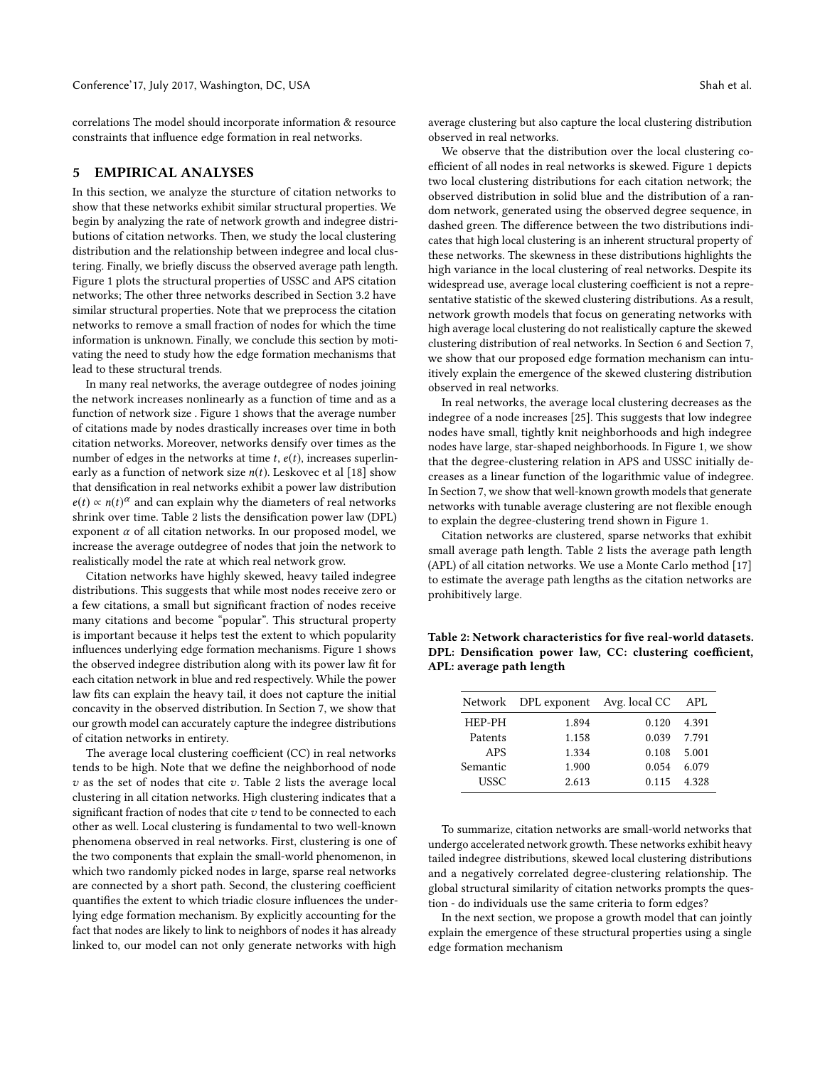correlations The model should incorporate information & resource constraints that influence edge formation in real networks.

## 5 EMPIRICAL ANALYSES

In this section, we analyze the sturcture of citation networks to show that these networks exhibit similar structural properties. We begin by analyzing the rate of network growth and indegree distributions of citation networks. Then, we study the local clustering distribution and the relationship between indegree and local clustering. Finally, we briefly discuss the observed average path length. Figure 1 plots the structural properties of USSC and APS citation networks; The other three networks described in Section 3.2 have similar structural properties. Note that we preprocess the citation networks to remove a small fraction of nodes for which the time information is unknown. Finally, we conclude this section by motivating the need to study how the edge formation mechanisms that lead to these structural trends.

In many real networks, the average outdegree of nodes joining the network increases nonlinearly as a function of time and as a function of network size . Figure 1 shows that the average number of citations made by nodes drastically increases over time in both citation networks. Moreover, networks densify over times as the number of edges in the networks at time $t$, $e(t)$, increases superlinearly as a function of network size $n(t)$. Leskovec et al [18] show that densification in real networks exhibit a power law distribution $e(t) \propto n(t)^{\alpha}$ and can explain why the diameters of real networks shrink over time. Table 2 lists the densification power law (DPL) exponent $\alpha$ of all citation networks. In our proposed model, we increase the average outdegree of nodes that join the network to realistically model the rate at which real network grow.

Citation networks have highly skewed, heavy tailed indegree distributions. This suggests that while most nodes receive zero or a few citations, a small but significant fraction of nodes receive many citations and become "popular". This structural property is important because it helps test the extent to which popularity influences underlying edge formation mechanisms. Figure 1 shows the observed indegree distribution along with its power law fit for each citation network in blue and red respectively. While the power law fits can explain the heavy tail, it does not capture the initial concavity in the observed distribution. In Section 7, we show that our growth model can accurately capture the indegree distributions of citation networks in entirety.

The average local clustering coefficient (CC) in real networks tends to be high. Note that we define the neighborhood of node $v$ as the set of nodes that cite $v$. Table 2 lists the average local clustering in all citation networks. High clustering indicates that a significant fraction of nodes that cite $v$ tend to be connected to each other as well. Local clustering is fundamental to two well-known phenomena observed in real networks. First, clustering is one of the two components that explain the small-world phenomenon, in which two randomly picked nodes in large, sparse real networks are connected by a short path. Second, the clustering coefficient quantifies the extent to which triadic closure influences the underlying edge formation mechanism. By explicitly accounting for the fact that nodes are likely to link to neighbors of nodes it has already linked to, our model can not only generate networks with high average clustering but also capture the local clustering distribution observed in real networks.

We observe that the distribution over the local clustering coefficient of all nodes in real networks is skewed. Figure 1 depicts two local clustering distributions for each citation network; the observed distribution in solid blue and the distribution of a random network, generated using the observed degree sequence, in dashed green. The difference between the two distributions indicates that high local clustering is an inherent structural property of these networks. The skewness in these distributions highlights the high variance in the local clustering of real networks. Despite its widespread use, average local clustering coefficient is not a representative statistic of the skewed clustering distributions. As a result, network growth models that focus on generating networks with high average local clustering do not realistically capture the skewed clustering distribution of real networks. In Section 6 and Section 7, we show that our proposed edge formation mechanism can intuitively explain the emergence of the skewed clustering distribution observed in real networks.

In real networks, the average local clustering decreases as the indegree of a node increases [25]. This suggests that low indegree nodes have small, tightly knit neighborhoods and high indegree nodes have large, star-shaped neighborhoods. In Figure 1, we show that the degree-clustering relation in APS and USSC initially decreases as a linear function of the logarithmic value of indegree. In Section 7, we show that well-known growth models that generate networks with tunable average clustering are not flexible enough to explain the degree-clustering trend shown in Figure 1.

Citation networks are clustered, sparse networks that exhibit small average path length. Table 2 lists the average path length (APL) of all citation networks. We use a Monte Carlo method [17] to estimate the average path lengths as the citation networks are prohibitively large.

**Table 2: Network characteristics for five real-world datasets. DPL: Densification power law, CC: clustering coefficient, APL: average path length**

| Network | DPL exponent | Avg. local CC | APL |
|---|---|---|---|
| HEP-PH | 1.894 | 0.120 | 4.391 |
| Patents | 1.158 | 0.039 | 7.791 |
| APS | 1.334 | 0.108 | 5.001 |
| Semantic | 1.900 | 0.054 | 6.079 |
| USSC | 2.613 | 0.115 | 4.328 |

To summarize, citation networks are small-world networks that undergo accelerated network growth. These networks exhibit heavy tailed indegree distributions, skewed local clustering distributions and a negatively correlated degree-clustering relationship. The global structural similarity of citation networks prompts the question - do individuals use the same criteria to form edges?

In the next section, we propose a growth model that can jointly explain the emergence of these structural properties using a single edge formation mechanism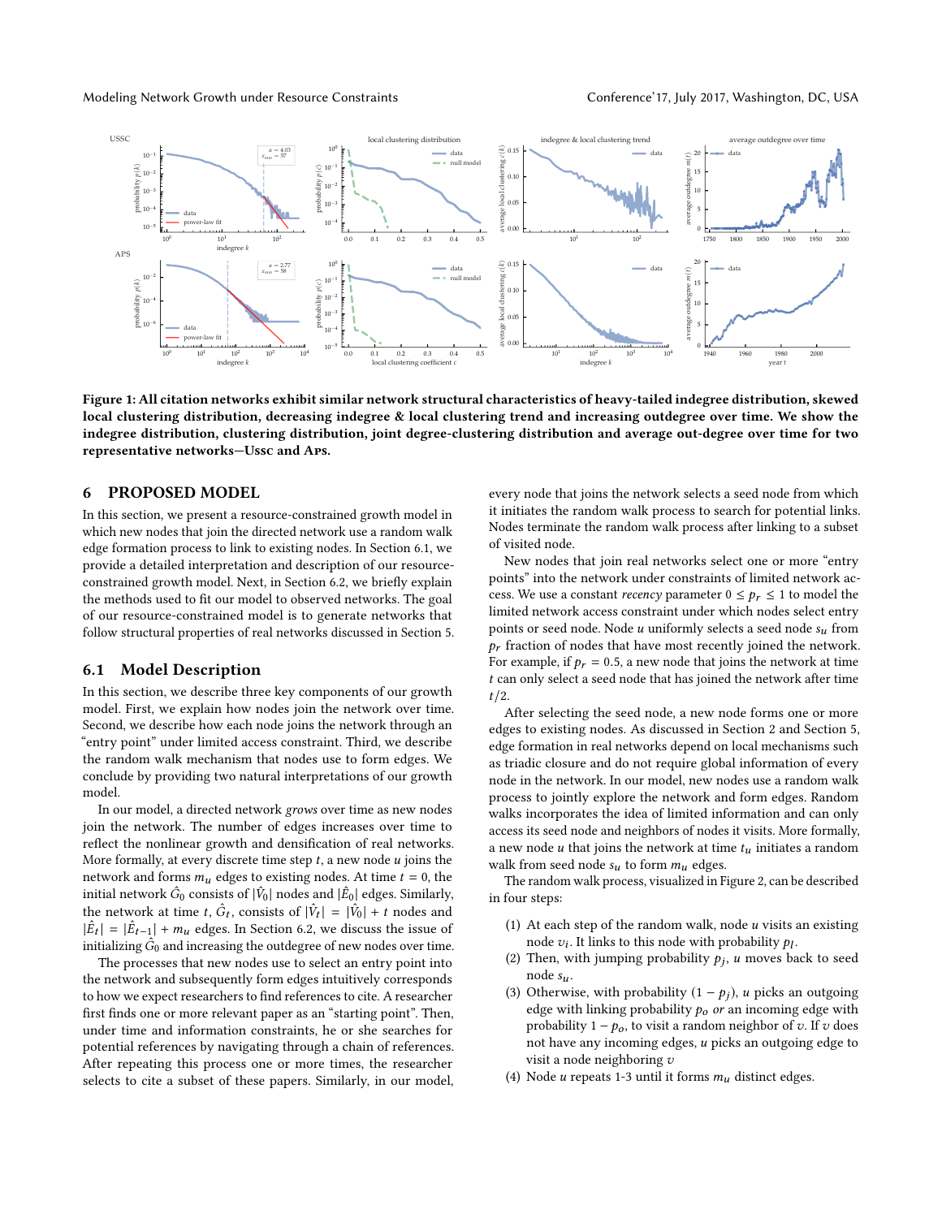Figure 1: All citation networks exhibit similar network structural characteristics of heavy-tailed indegree distribution, skewed local clustering distribution, decreasing indegree & local clustering trend and increasing outdegree over time. We show the indegree distribution, clustering distribution, joint degree-clustering distribution and average out-degree over time for two representative networks—Ussc and Aps.

## 6 PROPOSED MODEL

In this section, we present a resource-constrained growth model in which new nodes that join the directed network use a random walk edge formation process to link to existing nodes. In Section 6.1, we provide a detailed interpretation and description of our resource-constrained growth model. Next, in Section 6.2, we briefly explain the methods used to fit our model to observed networks. The goal of our resource-constrained model is to generate networks that follow structural properties of real networks discussed in Section 5.

### 6.1 Model Description

In this section, we describe three key components of our growth model. First, we explain how nodes join the network over time. Second, we describe how each node joins the network through an "entry point" under limited access constraint. Third, we describe the random walk mechanism that nodes use to form edges. We conclude by providing two natural interpretations of our growth model.

In our model, a directed network *grows* over time as new nodes join the network. The number of edges increases over time to reflect the nonlinear growth and densification of real networks. More formally, at every discrete time step $t$, a new node $u$ joins the network and forms $m_u$ edges to existing nodes. At time $t = 0$, the initial network $\hat{G}_0$ consists of $|\hat{V}_0|$ nodes and $|\hat{E}_0|$ edges. Similarly, the network at time $t$, $\hat{G}_t$, consists of $|\hat{V}_t| = |\hat{V}_0| + t$ nodes and $|\hat{E}_t| = |\hat{E}_{t-1}| + m_u$ edges. In Section 6.2, we discuss the issue of initializing $\hat{G}_0$ and increasing the outdegree of new nodes over time.

The processes that new nodes use to select an entry point into the network and subsequently form edges intuitively corresponds to how we expect researchers to find references to cite. A researcher first finds one or more relevant paper as an "starting point". Then, under time and information constraints, he or she searches for potential references by navigating through a chain of references. After repeating this process one or more times, the researcher selects to cite a subset of these papers. Similarly, in our model, every node that joins the network selects a seed node from which it initiates the random walk process to search for potential links. Nodes terminate the random walk process after linking to a subset of visited node.

New nodes that join real networks select one or more "entry points" into the network under constraints of limited network access. We use a constant *recency* parameter $0 \leq p_r \leq 1$ to model the limited network access constraint under which nodes select entry points or seed node. Node $u$ uniformly selects a seed node $s_u$ from $p_r$ fraction of nodes that have most recently joined the network. For example, if $p_r = 0.5$, a new node that joins the network at time $t$ can only select a seed node that has joined the network after time $t/2$.

After selecting the seed node, a new node forms one or more edges to existing nodes. As discussed in Section 2 and Section 5, edge formation in real networks depend on local mechanisms such as triadic closure and do not require global information of every node in the network. In our model, new nodes use a random walk process to jointly explore the network and form edges. Random walks incorporates the idea of limited information and can only access its seed node and neighbors of nodes it visits. More formally, a new node $u$ that joins the network at time $t_u$ initiates a random walk from seed node $s_u$ to form $m_u$ edges.

The random walk process, visualized in Figure 2, can be described in four steps:

1. At each step of the random walk, node $u$ visits an existing node $v_i$. It links to this node with probability $p_l$.
2. Then, with jumping probability $p_j$, $u$ moves back to seed node $s_u$.
3. Otherwise, with probability $(1 - p_j)$, $u$ picks an outgoing edge with linking probability $p_o$ *or* an incoming edge with probability $1 - p_o$, to visit a random neighbor of $v$. If $v$ does not have any incoming edges, $u$ picks an outgoing edge to visit a node neighboring $v$
4. Node $u$ repeats 1-3 until it forms $m_u$ distinct edges.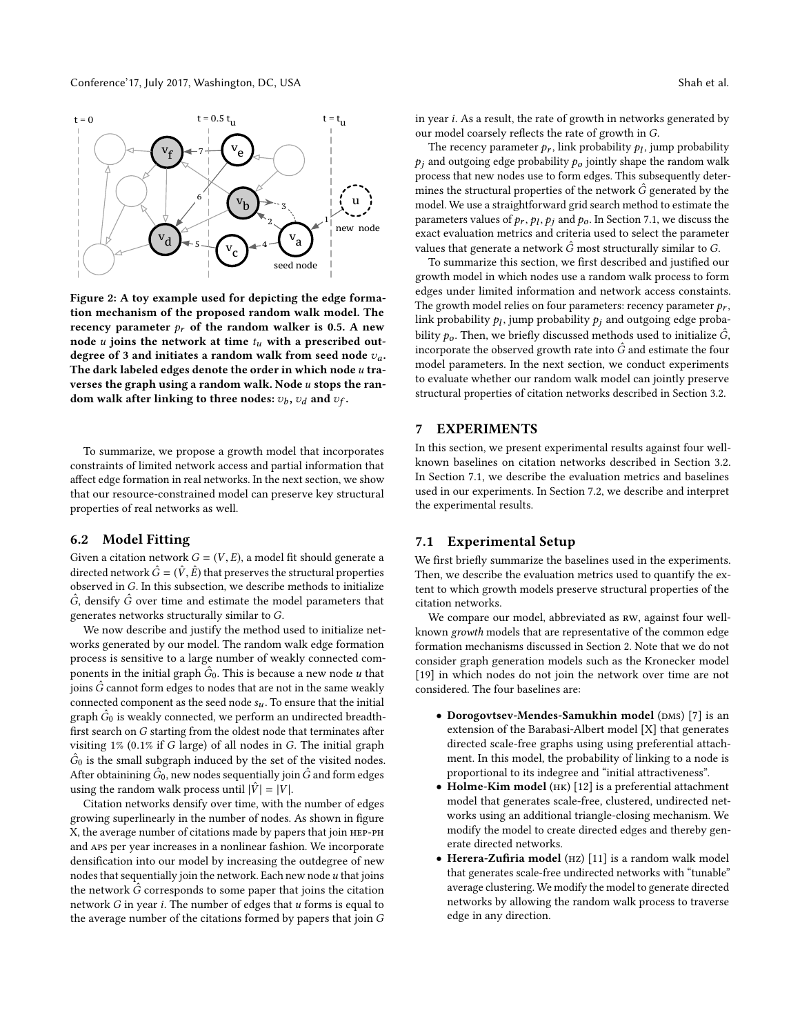Figure 2: A toy example used for depicting the edge formation mechanism of the proposed random walk model. The recency parameter $p_r$ of the random walker is 0.5. A new node $u$ joins the network at time $t_u$ with a prescribed outdegree of 3 and initiates a random walk from seed node $v_a$. The dark labeled edges denote the order in which node $u$ traverses the graph using a random walk. Node $u$ stops the random walk after linking to three nodes: $v_b$, $v_d$ and $v_f$.

To summarize, we propose a growth model that incorporates constraints of limited network access and partial information that affect edge formation in real networks. In the next section, we show that our resource-constrained model can preserve key structural properties of real networks as well.

## 6.2 Model Fitting

Given a citation network $G = (V, E)$, a model fit should generate a directed network $\hat{G} = (\hat{V}, \hat{E})$ that preserves the structural properties observed in $G$. In this subsection, we describe methods to initialize $\hat{G}$, densify $\hat{G}$ over time and estimate the model parameters that generates networks structurally similar to $G$.

We now describe and justify the method used to initialize networks generated by our model. The random walk edge formation process is sensitive to a large number of weakly connected components in the initial graph $\hat{G}_0$. This is because a new node $u$ that joins $\hat{G}$ cannot form edges to nodes that are not in the same weakly connected component as the seed node $s_u$. To ensure that the initial graph $\hat{G}_0$ is weakly connected, we perform an undirected breadth-first search on $G$ starting from the oldest node that terminates after visiting 1% (0.1% if $G$ large) of all nodes in $G$. The initial graph $\hat{G}_0$ is the small subgraph induced by the set of the visited nodes. After obtainining $\hat{G}_0$, new nodes sequentially join $\hat{G}$ and form edges using the random walk process until $|\hat{V}| = |V|$.

Citation networks densify over time, with the number of edges growing superlinearly in the number of nodes. As shown in figure X, the average number of citations made by papers that join HEP-PH and APS per year increases in a nonlinear fashion. We incorporate densification into our model by increasing the outdegree of new nodes that sequentially join the network. Each new node $u$ that joins the network $\hat{G}$ corresponds to some paper that joins the citation network $G$ in year $i$. The number of edges that $u$ forms is equal to the average number of the citations formed by papers that join $G$ in year $i$. As a result, the rate of growth in networks generated by our model coarsely reflects the rate of growth in $G$.

The recency parameter $p_r$, link probability $p_l$, jump probability $p_j$ and outgoing edge probability $p_o$ jointly shape the random walk process that new nodes use to form edges. This subsequently determines the structural properties of the network $\hat{G}$ generated by the model. We use a straightforward grid search method to estimate the parameters values of $p_r$, $p_l$, $p_j$ and $p_o$. In Section 7.1, we discuss the exact evaluation metrics and criteria used to select the parameter values that generate a network $\hat{G}$ most structurally similar to $G$.

To summarize this section, we first described and justified our growth model in which nodes use a random walk process to form edges under limited information and network access constaints. The growth model relies on four parameters: recency parameter $p_r$, link probability $p_l$, jump probability $p_j$ and outgoing edge probability $p_o$. Then, we briefly discussed methods used to initialize $\hat{G}$, incorporate the observed growth rate into $\hat{G}$ and estimate the four model parameters. In the next section, we conduct experiments to evaluate whether our random walk model can jointly preserve structural properties of citation networks described in Section 3.2.

# 7 EXPERIMENTS

In this section, we present experimental results against four well-known baselines on citation networks described in Section 3.2. In Section 7.1, we describe the evaluation metrics and baselines used in our experiments. In Section 7.2, we describe and interpret the experimental results.

## 7.1 Experimental Setup

We first briefly summarize the baselines used in the experiments. Then, we describe the evaluation metrics used to quantify the extent to which growth models preserve structural properties of the citation networks.

We compare our model, abbreviated as RW, against four well-known *growth* models that are representative of the common edge formation mechanisms discussed in Section 2. Note that we do not consider graph generation models such as the Kronecker model [19] in which nodes do not join the network over time are not considered. The four baselines are:

- **Dorogovtsev-Mendes-Samukhin model** (DMS) [7] is an extension of the Barabasi-Albert model [X] that generates directed scale-free graphs using using preferential attachment. In this model, the probability of linking to a node is proportional to its indegree and "initial attractiveness".
- **Holme-Kim model** (HK) [12] is a preferential attachment model that generates scale-free, clustered, undirected networks using an additional triangle-closing mechanism. We modify the model to create directed edges and thereby generate directed networks.
- **Herera-Zufiria model** (HZ) [11] is a random walk model that generates scale-free undirected networks with "tunable" average clustering. We modify the model to generate directed networks by allowing the random walk process to traverse edge in any direction.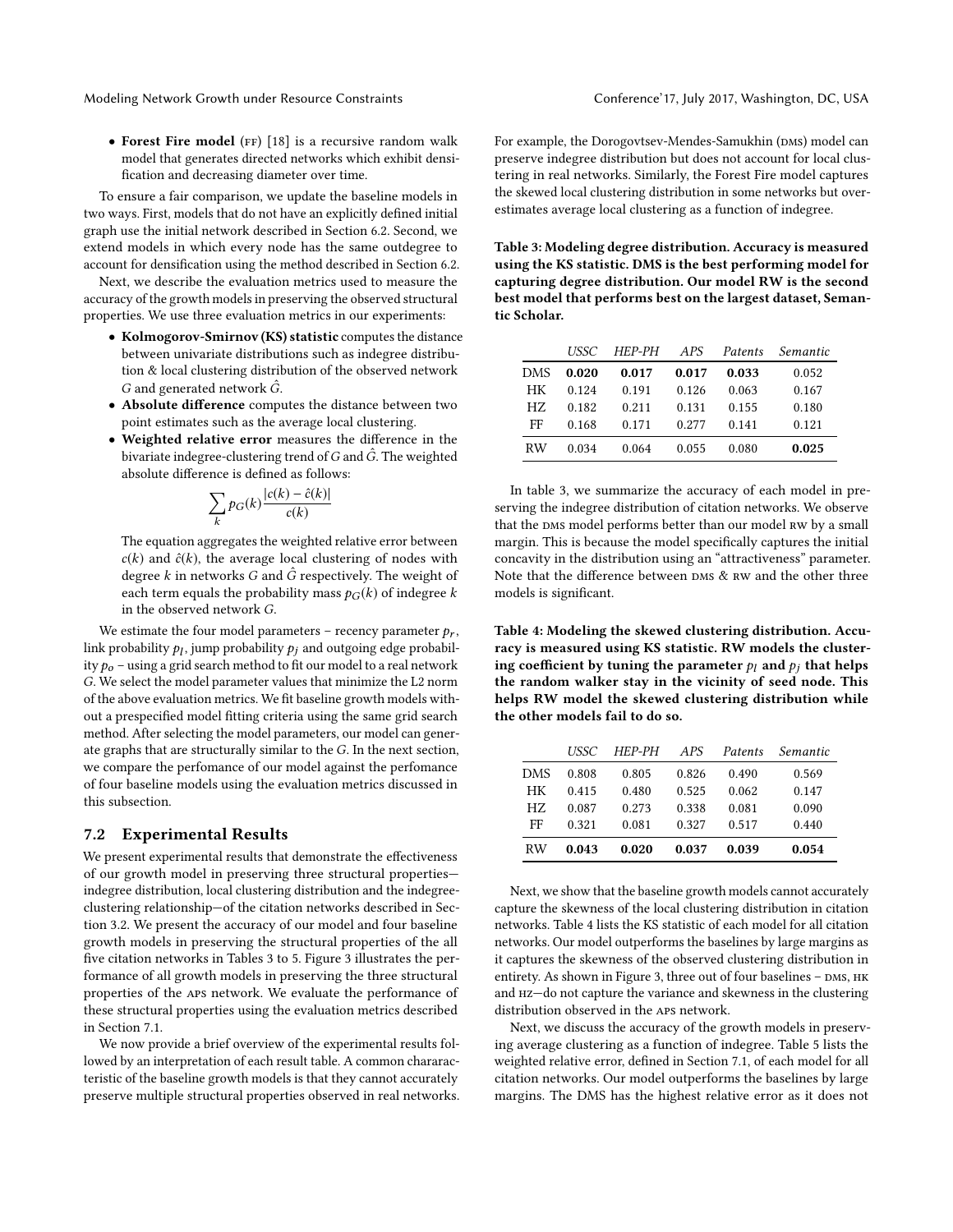- **Forest Fire model** (FF) [18] is a recursive random walk model that generates directed networks which exhibit densification and decreasing diameter over time.

To ensure a fair comparison, we update the baseline models in two ways. First, models that do not have an explicitly defined initial graph use the initial network described in Section 6.2. Second, we extend models in which every node has the same outdegree to account for densification using the method described in Section 6.2.

Next, we describe the evaluation metrics used to measure the accuracy of the growth models in preserving the observed structural properties. We use three evaluation metrics in our experiments:

- **Kolmogorov-Smirnov (KS) statistic** computes the distance between univariate distributions such as indegree distribution & local clustering distribution of the observed network $G$ and generated network $\hat{G}$.
- **Absolute difference** computes the distance between two point estimates such as the average local clustering.
- **Weighted relative error** measures the difference in the bivariate indegree-clustering trend of $G$ and $\hat{G}$. The weighted absolute difference is defined as follows:

$$\sum_{k} p_G(k) \frac{|c(k) - \hat{c}(k)|}{c(k)}$$

The equation aggregates the weighted relative error between $c(k)$ and $\hat{c}(k)$, the average local clustering of nodes with degree $k$ in networks $G$ and $\hat{G}$ respectively. The weight of each term equals the probability mass $p_G(k)$ of indegree $k$ in the observed network $G$.

We estimate the four model parameters – recency parameter $p_r$, link probability $p_l$, jump probability $p_j$ and outgoing edge probability $p_o$ – using a grid search method to fit our model to a real network $G$. We select the model parameter values that minimize the L2 norm of the above evaluation metrics. We fit baseline growth models without a prespecified model fitting criteria using the same grid search method. After selecting the model parameters, our model can generate graphs that are structurally similar to the $G$. In the next section, we compare the perfomance of our model against the perfomance of four baseline models using the evaluation metrics discussed in this subsection.

## 7.2 Experimental Results

We present experimental results that demonstrate the effectiveness of our growth model in preserving three structural properties—indegree distribution, local clustering distribution and the indegree-clustering relationship—of the citation networks described in Section 3.2. We present the accuracy of our model and four baseline growth models in preserving the structural properties of the all five citation networks in Tables 3 to 5. Figure 3 illustrates the performance of all growth models in preserving the three structural properties of the APS network. We evaluate the performance of these structural properties using the evaluation metrics described in Section 7.1.

We now provide a brief overview of the experimental results followed by an interpretation of each result table. A common chararacteristic of the baseline growth models is that they cannot accurately preserve multiple structural properties observed in real networks. For example, the Dorogovtsev-Mendes-Samukhin (DMS) model can preserve indegree distribution but does not account for local clustering in real networks. Similarly, the Forest Fire model captures the skewed local clustering distribution in some networks but overestimates average local clustering as a function of indegree.

**Table 3: Modeling degree distribution. Accuracy is measured using the KS statistic. DMS is the best performing model for capturing degree distribution. Our model RW is the second best model that performs best on the largest dataset, Semantic Scholar.**

| | *USSC* | *HEP-PH* | *APS* | *Patents* | *Semantic* |
|---|---|---|---|---|---|
| DMS | **0.020** | **0.017** | **0.017** | **0.033** | 0.052 |
| HK | 0.124 | 0.191 | 0.126 | 0.063 | 0.167 |
| HZ | 0.182 | 0.211 | 0.131 | 0.155 | 0.180 |
| FF | 0.168 | 0.171 | 0.277 | 0.141 | 0.121 |
| RW | 0.034 | 0.064 | 0.055 | 0.080 | **0.025** |

In table 3, we summarize the accuracy of each model in preserving the indegree distribution of citation networks. We observe that the DMS model performs better than our model RW by a small margin. This is because the model specifically captures the initial concavity in the distribution using an "attractiveness" parameter. Note that the difference between DMS & RW and the other three models is significant.

**Table 4: Modeling the skewed clustering distribution. Accuracy is measured using KS statistic. RW models the clustering coefficient by tuning the parameter $p_l$ and $p_j$ that helps the random walker stay in the vicinity of seed node. This helps RW model the skewed clustering distribution while the other models fail to do so.**

| | *USSC* | *HEP-PH* | *APS* | *Patents* | *Semantic* |
|---|---|---|---|---|---|
| DMS | 0.808 | 0.805 | 0.826 | 0.490 | 0.569 |
| HK | 0.415 | 0.480 | 0.525 | 0.062 | 0.147 |
| HZ | 0.087 | 0.273 | 0.338 | 0.081 | 0.090 |
| FF | 0.321 | 0.081 | 0.327 | 0.517 | 0.440 |
| RW | **0.043** | **0.020** | **0.037** | **0.039** | **0.054** |

Next, we show that the baseline growth models cannot accurately capture the skewness of the local clustering distribution in citation networks. Table 4 lists the KS statistic of each model for all citation networks. Our model outperforms the baselines by large margins as it captures the skewness of the observed clustering distribution in entirety. As shown in Figure 3, three out of four baselines – DMS, HK and HZ—do not capture the variance and skewness in the clustering distribution observed in the APS network.

Next, we discuss the accuracy of the growth models in preserving average clustering as a function of indegree. Table 5 lists the weighted relative error, defined in Section 7.1, of each model for all citation networks. Our model outperforms the baselines by large margins. The DMS has the highest relative error as it does not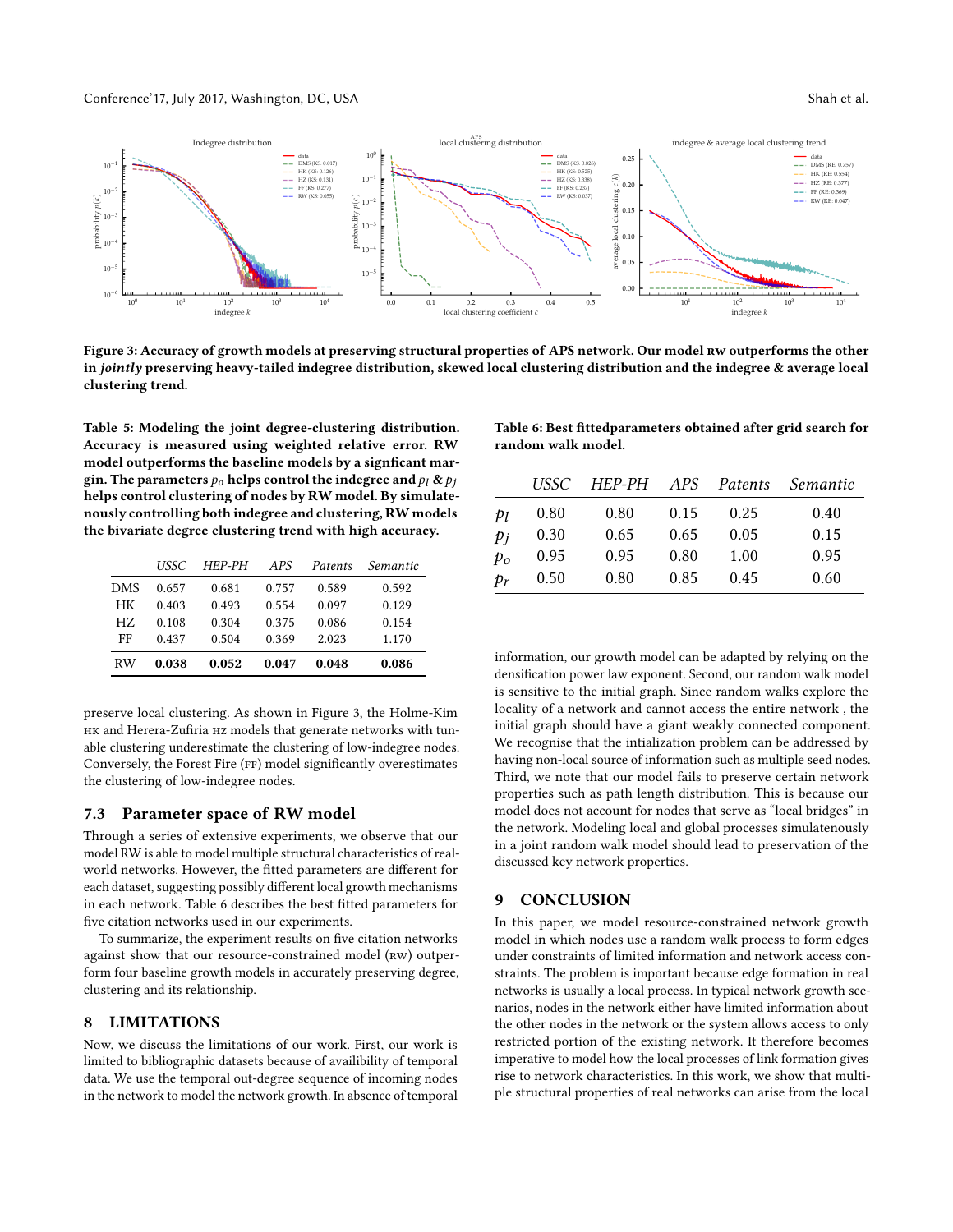**Figure 3: Accuracy of growth models at preserving structural properties of APS network. Our model RW outperforms the other in *jointly* preserving heavy-tailed indegree distribution, skewed local clustering distribution and the indegree & average local clustering trend.**

**Table 5: Modeling the joint degree-clustering distribution. Accuracy is measured using weighted relative error. RW model outperforms the baseline models by a signficant margin. The parameters $p_o$ helps control the indegree and $p_l$ & $p_j$ helps control clustering of nodes by RW model. By simulatenously controlling both indegree and clustering, RW models the bivariate degree clustering trend with high accuracy.**

| | *USSC* | *HEP-PH* | *APS* | *Patents* | *Semantic* |
|---|---|---|---|---|---|
| DMS | 0.657 | 0.681 | 0.757 | 0.589 | 0.592 |
| HK | 0.403 | 0.493 | 0.554 | 0.097 | 0.129 |
| HZ | 0.108 | 0.304 | 0.375 | 0.086 | 0.154 |
| FF | 0.437 | 0.504 | 0.369 | 2.023 | 1.170 |
| RW | **0.038** | **0.052** | **0.047** | **0.048** | **0.086** |

preserve local clustering. As shown in Figure 3, the Holme-Kim HK and Herera-Zufiria HZ models that generate networks with tunable clustering underestimate the clustering of low-indegree nodes. Conversely, the Forest Fire (FF) model significantly overestimates the clustering of low-indegree nodes.

### 7.3 Parameter space of RW model

Through a series of extensive experiments, we observe that our model RW is able to model multiple structural characteristics of real-world networks. However, the fitted parameters are different for each dataset, suggesting possibly different local growth mechanisms in each network. Table 6 describes the best fitted parameters for five citation networks used in our experiments.

To summarize, the experiment results on five citation networks against show that our resource-constrained model (RW) outperform four baseline growth models in accurately preserving degree, clustering and its relationship.

## 8 LIMITATIONS

Now, we discuss the limitations of our work. First, our work is limited to bibliographic datasets because of availibility of temporal data. We use the temporal out-degree sequence of incoming nodes in the network to model the network growth. In absence of temporal information, our growth model can be adapted by relying on the densification power law exponent. Second, our random walk model is sensitive to the initial graph. Since random walks explore the locality of a network and cannot access the entire network , the initial graph should have a giant weakly connected component. We recognise that the intialization problem can be addressed by having non-local source of information such as multiple seed nodes. Third, we note that our model fails to preserve certain network properties such as path length distribution. This is because our model does not account for nodes that serve as "local bridges" in the network. Modeling local and global processes simulatenously in a joint random walk model should lead to preservation of the discussed key network properties.

**Table 6: Best fittedparameters obtained after grid search for random walk model.**

| | *USSC* | *HEP-PH* | *APS* | *Patents* | *Semantic* |
|---|---|---|---|---|---|
| $p_l$ | 0.80 | 0.80 | 0.15 | 0.25 | 0.40 |
| $p_j$ | 0.30 | 0.65 | 0.65 | 0.05 | 0.15 |
| $p_o$ | 0.95 | 0.95 | 0.80 | 1.00 | 0.95 |
| $p_r$ | 0.50 | 0.80 | 0.85 | 0.45 | 0.60 |

## 9 CONCLUSION

In this paper, we model resource-constrained network growth model in which nodes use a random walk process to form edges under constraints of limited information and network access constraints. The problem is important because edge formation in real networks is usually a local process. In typical network growth scenarios, nodes in the network either have limited information about the other nodes in the network or the system allows access to only restricted portion of the existing network. It therefore becomes imperative to model how the local processes of link formation gives rise to network characteristics. In this work, we show that multiple structural properties of real networks can arise from the local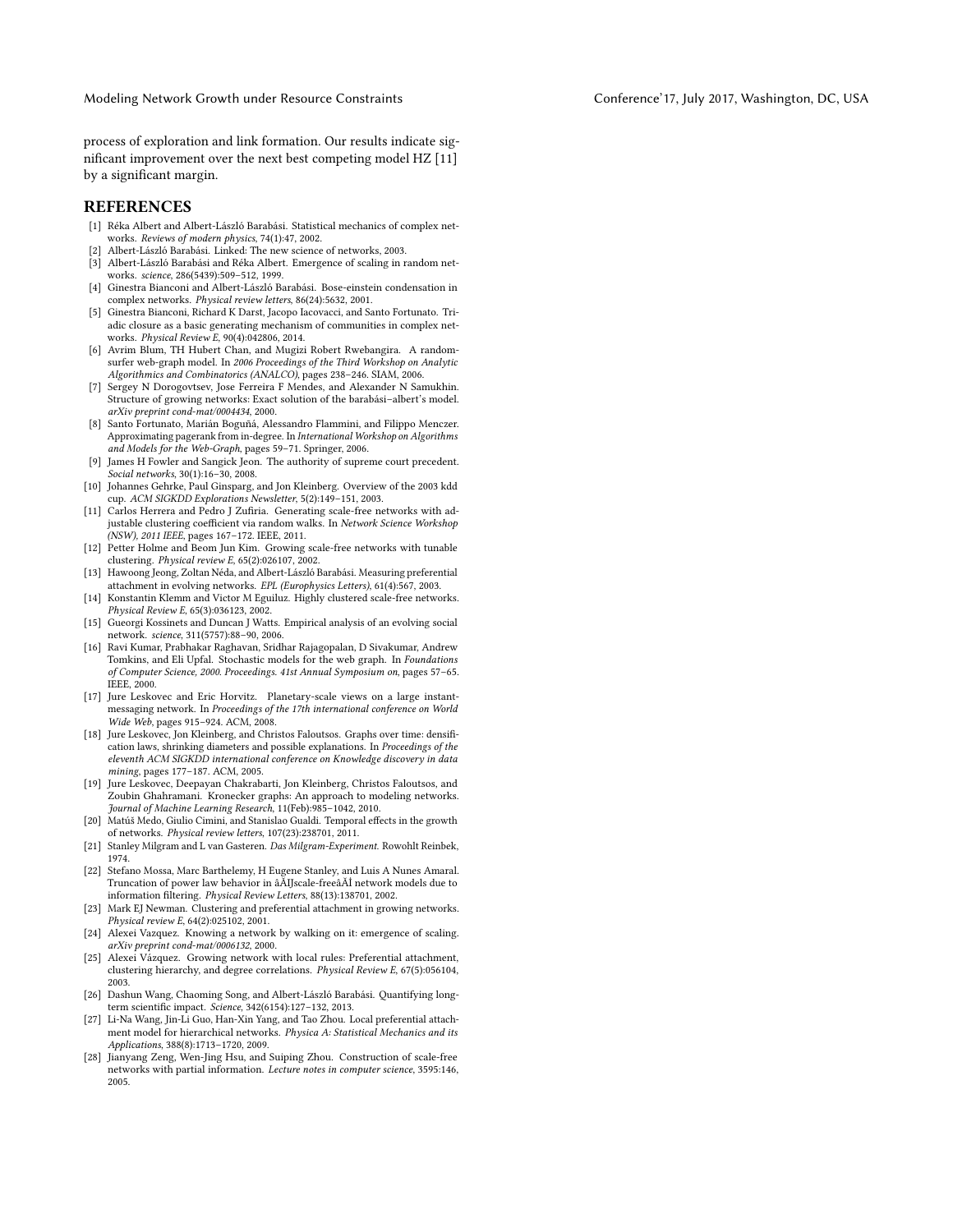process of exploration and link formation. Our results indicate significant improvement over the next best competing model HZ [11] by a significant margin.

## REFERENCES

- [1] Réka Albert and Albert-László Barabási. Statistical mechanics of complex networks. *Reviews of modern physics*, 74(1):47, 2002.
- [2] Albert-László Barabási. Linked: The new science of networks, 2003.
- [3] Albert-László Barabási and Réka Albert. Emergence of scaling in random networks. *science*, 286(5439):509–512, 1999.
- [4] Ginestra Bianconi and Albert-László Barabási. Bose-einstein condensation in complex networks. *Physical review letters*, 86(24):5632, 2001.
- [5] Ginestra Bianconi, Richard K Darst, Jacopo Iacovacci, and Santo Fortunato. Triadic closure as a basic generating mechanism of communities in complex networks. *Physical Review E*, 90(4):042806, 2014.
- [6] Avrim Blum, TH Hubert Chan, and Mugizi Robert Rwebangira. A random-surfer web-graph model. In *2006 Proceedings of the Third Workshop on Analytic Algorithmics and Combinatorics (ANALCO)*, pages 238–246. SIAM, 2006.
- [7] Sergey N Dorogovtsev, Jose Ferreira F Mendes, and Alexander N Samukhin. Structure of growing networks: Exact solution of the barabási–albert's model. *arXiv preprint cond-mat/0004434*, 2000.
- [8] Santo Fortunato, Marián Boguñá, Alessandro Flammini, and Filippo Menczer. Approximating pagerank from in-degree. In *International Workshop on Algorithms and Models for the Web-Graph*, pages 59–71. Springer, 2006.
- [9] James H Fowler and Sangick Jeon. The authority of supreme court precedent. *Social networks*, 30(1):16–30, 2008.
- [10] Johannes Gehrke, Paul Ginsparg, and Jon Kleinberg. Overview of the 2003 kdd cup. *ACM SIGKDD Explorations Newsletter*, 5(2):149–151, 2003.
- [11] Carlos Herrera and Pedro J Zufiria. Generating scale-free networks with adjustable clustering coefficient via random walks. In *Network Science Workshop (NSW), 2011 IEEE*, pages 167–172. IEEE, 2011.
- [12] Petter Holme and Beom Jun Kim. Growing scale-free networks with tunable clustering. *Physical review E*, 65(2):026107, 2002.
- [13] Hawoong Jeong, Zoltan Néda, and Albert-László Barabási. Measuring preferential attachment in evolving networks. *EPL (Europhysics Letters)*, 61(4):567, 2003.
- [14] Konstantin Klemm and Victor M Eguiluz. Highly clustered scale-free networks. *Physical Review E*, 65(3):036123, 2002.
- [15] Gueorgi Kossinets and Duncan J Watts. Empirical analysis of an evolving social network. *science*, 311(5757):88–90, 2006.
- [16] Ravi Kumar, Prabhakar Raghavan, Sridhar Rajagopalan, D Sivakumar, Andrew Tomkins, and Eli Upfal. Stochastic models for the web graph. In *Foundations of Computer Science, 2000. Proceedings. 41st Annual Symposium on*, pages 57–65. IEEE, 2000.
- [17] Jure Leskovec and Eric Horvitz. Planetary-scale views on a large instant-messaging network. In *Proceedings of the 17th international conference on World Wide Web*, pages 915–924. ACM, 2008.
- [18] Jure Leskovec, Jon Kleinberg, and Christos Faloutsos. Graphs over time: densification laws, shrinking diameters and possible explanations. In *Proceedings of the eleventh ACM SIGKDD international conference on Knowledge discovery in data mining*, pages 177–187. ACM, 2005.
- [19] Jure Leskovec, Deepayan Chakrabarti, Jon Kleinberg, Christos Faloutsos, and Zoubin Ghahramani. Kronecker graphs: An approach to modeling networks. *Journal of Machine Learning Research*, 11(Feb):985–1042, 2010.
- [20] Matúš Medo, Giulio Cimini, and Stanislao Gualdi. Temporal effects in the growth of networks. *Physical review letters*, 107(23):238701, 2011.
- [21] Stanley Milgram and L van Gasteren. *Das Milgram-Experiment*. Rowohlt Reinbek, 1974.
- [22] Stefano Mossa, Marc Barthelemy, H Eugene Stanley, and Luis A Nunes Amaral. Truncation of power law behavior in âĂIJscale-freeâĂİ network models due to information filtering. *Physical Review Letters*, 88(13):138701, 2002.
- [23] Mark EJ Newman. Clustering and preferential attachment in growing networks. *Physical review E*, 64(2):025102, 2001.
- [24] Alexei Vazquez. Knowing a network by walking on it: emergence of scaling. *arXiv preprint cond-mat/0006132*, 2000.
- [25] Alexei Vázquez. Growing network with local rules: Preferential attachment, clustering hierarchy, and degree correlations. *Physical Review E*, 67(5):056104, 2003.
- [26] Dashun Wang, Chaoming Song, and Albert-László Barabási. Quantifying long-term scientific impact. *Science*, 342(6154):127–132, 2013.
- [27] Li-Na Wang, Jin-Li Guo, Han-Xin Yang, and Tao Zhou. Local preferential attachment model for hierarchical networks. *Physica A: Statistical Mechanics and its Applications*, 388(8):1713–1720, 2009.
- [28] Jianyang Zeng, Wen-Jing Hsu, and Suiping Zhou. Construction of scale-free networks with partial information. *Lecture notes in computer science*, 3595:146, 2005.